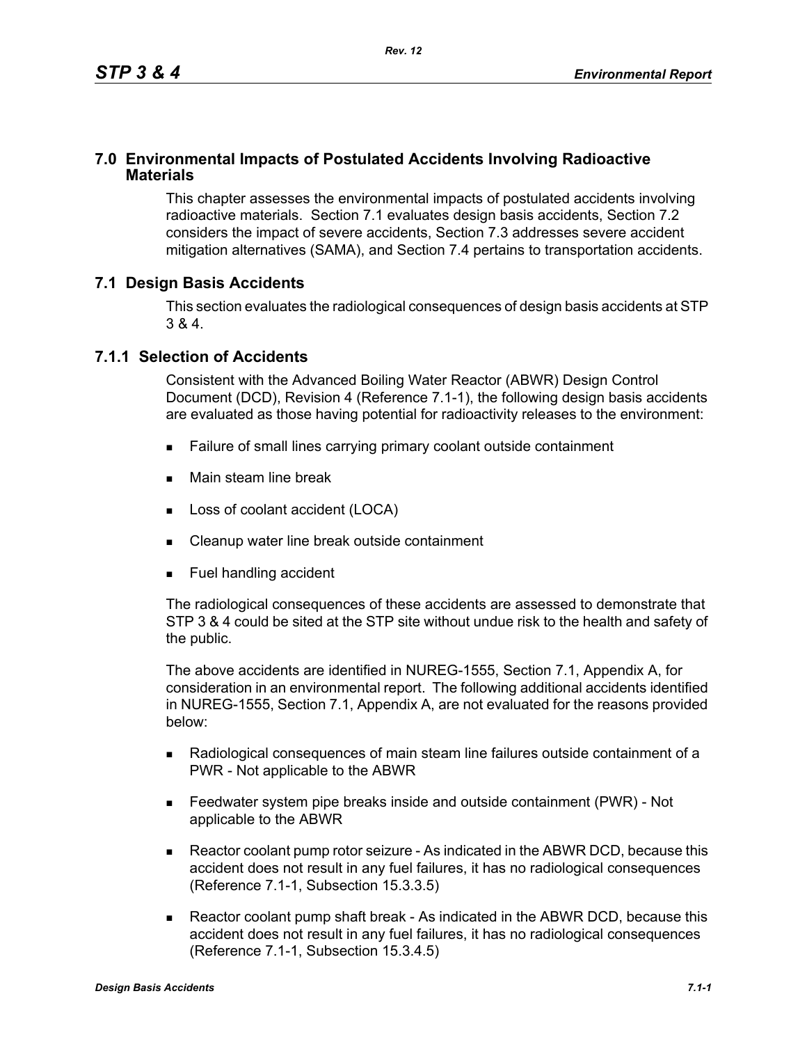# 7.0 Environmental Impacts of Postulated Accidents Involving Radioactive Materials

This chapter assesses the environmental impacts of postulated accidents involving radioactive materials. Section 7.1 evaluates design basis accidents, Section 7.2 considers the impact of severe accidents, Section 7.3 addresses severe accident mitigation alternatives (SAMA), and Section 7.4 pertains to transportation accidents.

## 7.1 Design Basis Accidents

This section evaluates the radiological consequences of design basis accidents at STP 3 & 4.

### 7.1.1 Selection of Accidents

Consistent with the Advanced Boiling Water Reactor (ABWR) Design Control Document (DCD), Revision 4 (Reference 7.1-1), the following design basis accidents are evaluated as those having potential for radioactivity releases to the environment:

- Failure of small lines carrying primary coolant outside containment
- Main steam line break
- Loss of coolant accident (LOCA)
- Cleanup water line break outside containment
- Fuel handling accident

The radiological consequences of these accidents are assessed to demonstrate that STP 3 & 4 could be sited at the STP site without undue risk to the health and safety of the public.

The above accidents are identified in NUREG-1555, Section 7.1, Appendix A, for consideration in an environmental report. The following additional accidents identified in NUREG-1555, Section 7.1, Appendix A, are not evaluated for the reasons provided below:

- Radiological consequences of main steam line failures outside containment of a PWR - Not applicable to the ABWR
- Feedwater system pipe breaks inside and outside containment (PWR) - Not applicable to the ABWR
- Reactor coolant pump rotor seizure - As indicated in the ABWR DCD, because this accident does not result in any fuel failures, it has no radiological consequences (Reference 7.1-1, Subsection 15.3.3.5)
- Reactor coolant pump shaft break - As indicated in the ABWR DCD, because this accident does not result in any fuel failures, it has no radiological consequences (Reference 7.1-1, Subsection 15.3.4.5)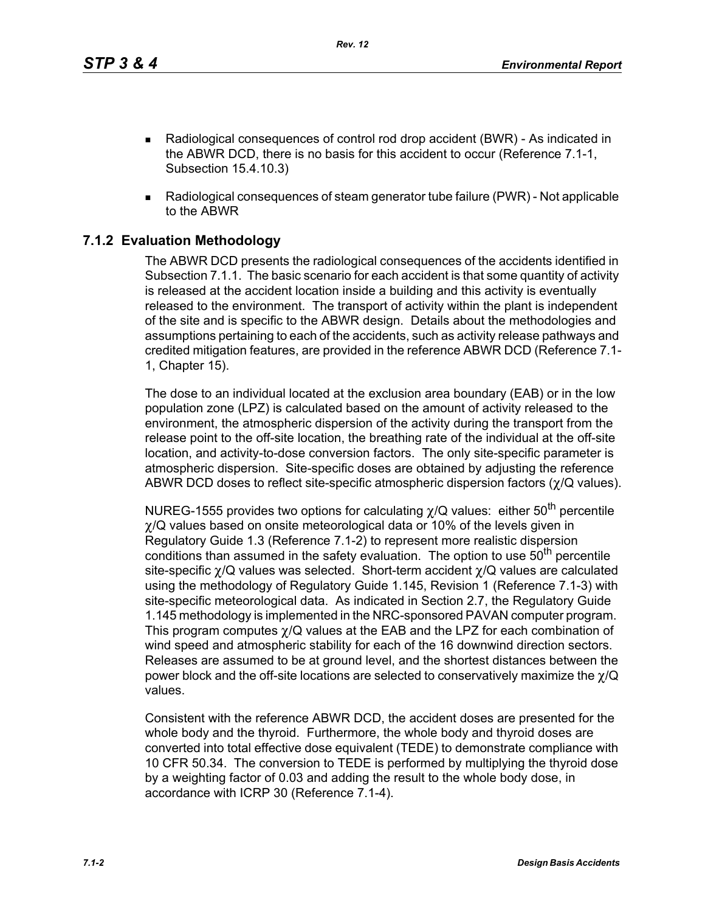- Radiological consequences of control rod drop accident (BWR) - As indicated in the ABWR DCD, there is no basis for this accident to occur (Reference 7.1-1, Subsection 15.4.10.3)
- Radiological consequences of steam generator tube failure (PWR) - Not applicable to the ABWR

## 7.1.2 Evaluation Methodology

The ABWR DCD presents the radiological consequences of the accidents identified in Subsection 7.1.1. The basic scenario for each accident is that some quantity of activity is released at the accident location inside a building and this activity is eventually released to the environment. The transport of activity within the plant is independent of the site and is specific to the ABWR design. Details about the methodologies and assumptions pertaining to each of the accidents, such as activity release pathways and credited mitigation features, are provided in the reference ABWR DCD (Reference 7.1-1, Chapter 15).

The dose to an individual located at the exclusion area boundary (EAB) or in the low population zone (LPZ) is calculated based on the amount of activity released to the environment, the atmospheric dispersion of the activity during the transport from the release point to the off-site location, the breathing rate of the individual at the off-site location, and activity-to-dose conversion factors. The only site-specific parameter is atmospheric dispersion. Site-specific doses are obtained by adjusting the reference ABWR DCD doses to reflect site-specific atmospheric dispersion factors ($\chi$/Q values).

NUREG-1555 provides two options for calculating $\chi$/Q values: either 50$^{th}$ percentile $\chi$/Q values based on onsite meteorological data or 10% of the levels given in Regulatory Guide 1.3 (Reference 7.1-2) to represent more realistic dispersion conditions than assumed in the safety evaluation. The option to use 50$^{th}$ percentile site-specific $\chi$/Q values was selected. Short-term accident $\chi$/Q values are calculated using the methodology of Regulatory Guide 1.145, Revision 1 (Reference 7.1-3) with site-specific meteorological data. As indicated in Section 2.7, the Regulatory Guide 1.145 methodology is implemented in the NRC-sponsored PAVAN computer program. This program computes $\chi$/Q values at the EAB and the LPZ for each combination of wind speed and atmospheric stability for each of the 16 downwind direction sectors. Releases are assumed to be at ground level, and the shortest distances between the power block and the off-site locations are selected to conservatively maximize the $\chi$/Q values.

Consistent with the reference ABWR DCD, the accident doses are presented for the whole body and the thyroid. Furthermore, the whole body and thyroid doses are converted into total effective dose equivalent (TEDE) to demonstrate compliance with 10 CFR 50.34. The conversion to TEDE is performed by multiplying the thyroid dose by a weighting factor of 0.03 and adding the result to the whole body dose, in accordance with ICRP 30 (Reference 7.1-4).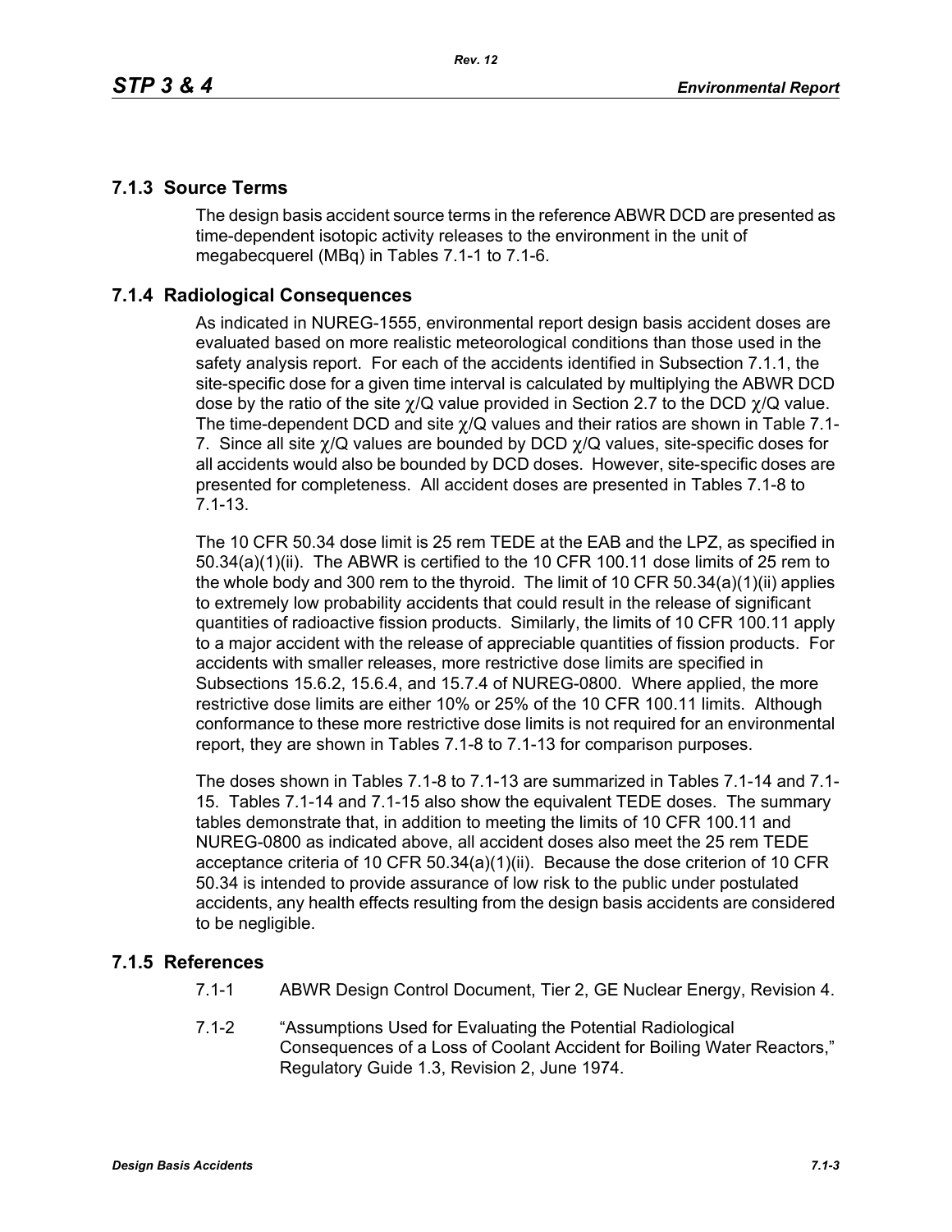## 7.1.3 Source Terms

The design basis accident source terms in the reference ABWR DCD are presented as time-dependent isotopic activity releases to the environment in the unit of megabecquerel (MBq) in Tables 7.1-1 to 7.1-6.

## 7.1.4 Radiological Consequences

As indicated in NUREG-1555, environmental report design basis accident doses are evaluated based on more realistic meteorological conditions than those used in the safety analysis report. For each of the accidents identified in Subsection 7.1.1, the site-specific dose for a given time interval is calculated by multiplying the ABWR DCD dose by the ratio of the site $\chi/Q$ value provided in Section 2.7 to the DCD $\chi/Q$ value. The time-dependent DCD and site $\chi/Q$ values and their ratios are shown in Table 7.1-7. Since all site $\chi/Q$ values are bounded by DCD $\chi/Q$ values, site-specific doses for all accidents would also be bounded by DCD doses. However, site-specific doses are presented for completeness. All accident doses are presented in Tables 7.1-8 to 7.1-13.

The 10 CFR 50.34 dose limit is 25 rem TEDE at the EAB and the LPZ, as specified in 50.34(a)(1)(ii). The ABWR is certified to the 10 CFR 100.11 dose limits of 25 rem to the whole body and 300 rem to the thyroid. The limit of 10 CFR 50.34(a)(1)(ii) applies to extremely low probability accidents that could result in the release of significant quantities of radioactive fission products. Similarly, the limits of 10 CFR 100.11 apply to a major accident with the release of appreciable quantities of fission products. For accidents with smaller releases, more restrictive dose limits are specified in Subsections 15.6.2, 15.6.4, and 15.7.4 of NUREG-0800. Where applied, the more restrictive dose limits are either 10% or 25% of the 10 CFR 100.11 limits. Although conformance to these more restrictive dose limits is not required for an environmental report, they are shown in Tables 7.1-8 to 7.1-13 for comparison purposes.

The doses shown in Tables 7.1-8 to 7.1-13 are summarized in Tables 7.1-14 and 7.1-15. Tables 7.1-14 and 7.1-15 also show the equivalent TEDE doses. The summary tables demonstrate that, in addition to meeting the limits of 10 CFR 100.11 and NUREG-0800 as indicated above, all accident doses also meet the 25 rem TEDE acceptance criteria of 10 CFR 50.34(a)(1)(ii). Because the dose criterion of 10 CFR 50.34 is intended to provide assurance of low risk to the public under postulated accidents, any health effects resulting from the design basis accidents are considered to be negligible.

## 7.1.5 References

7.1-1 ABWR Design Control Document, Tier 2, GE Nuclear Energy, Revision 4.

7.1-2 "Assumptions Used for Evaluating the Potential Radiological Consequences of a Loss of Coolant Accident for Boiling Water Reactors," Regulatory Guide 1.3, Revision 2, June 1974.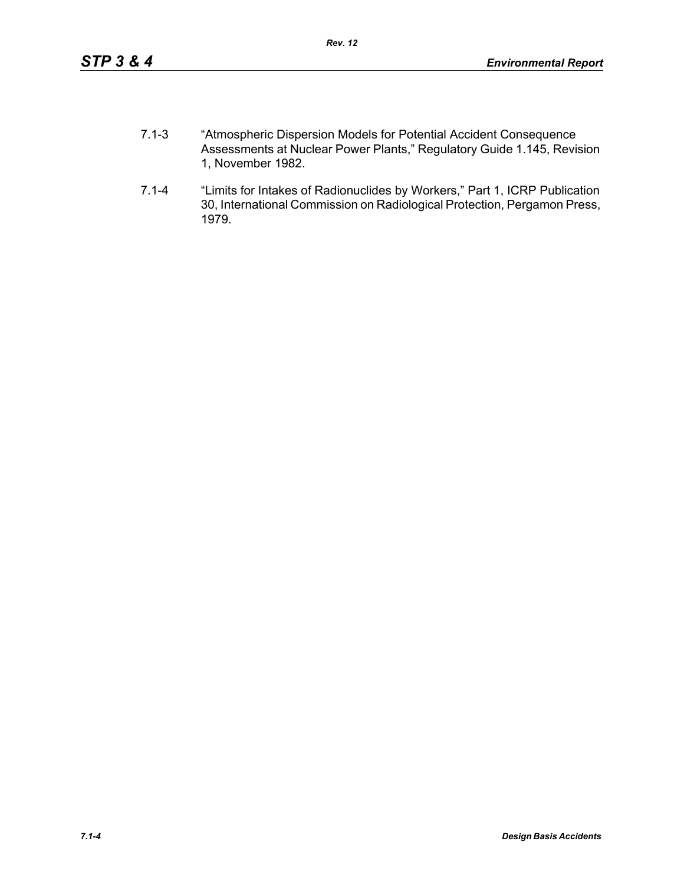7.1-3 "Atmospheric Dispersion Models for Potential Accident Consequence Assessments at Nuclear Power Plants," Regulatory Guide 1.145, Revision 1, November 1982.

7.1-4 "Limits for Intakes of Radionuclides by Workers," Part 1, ICRP Publication 30, International Commission on Radiological Protection, Pergamon Press, 1979.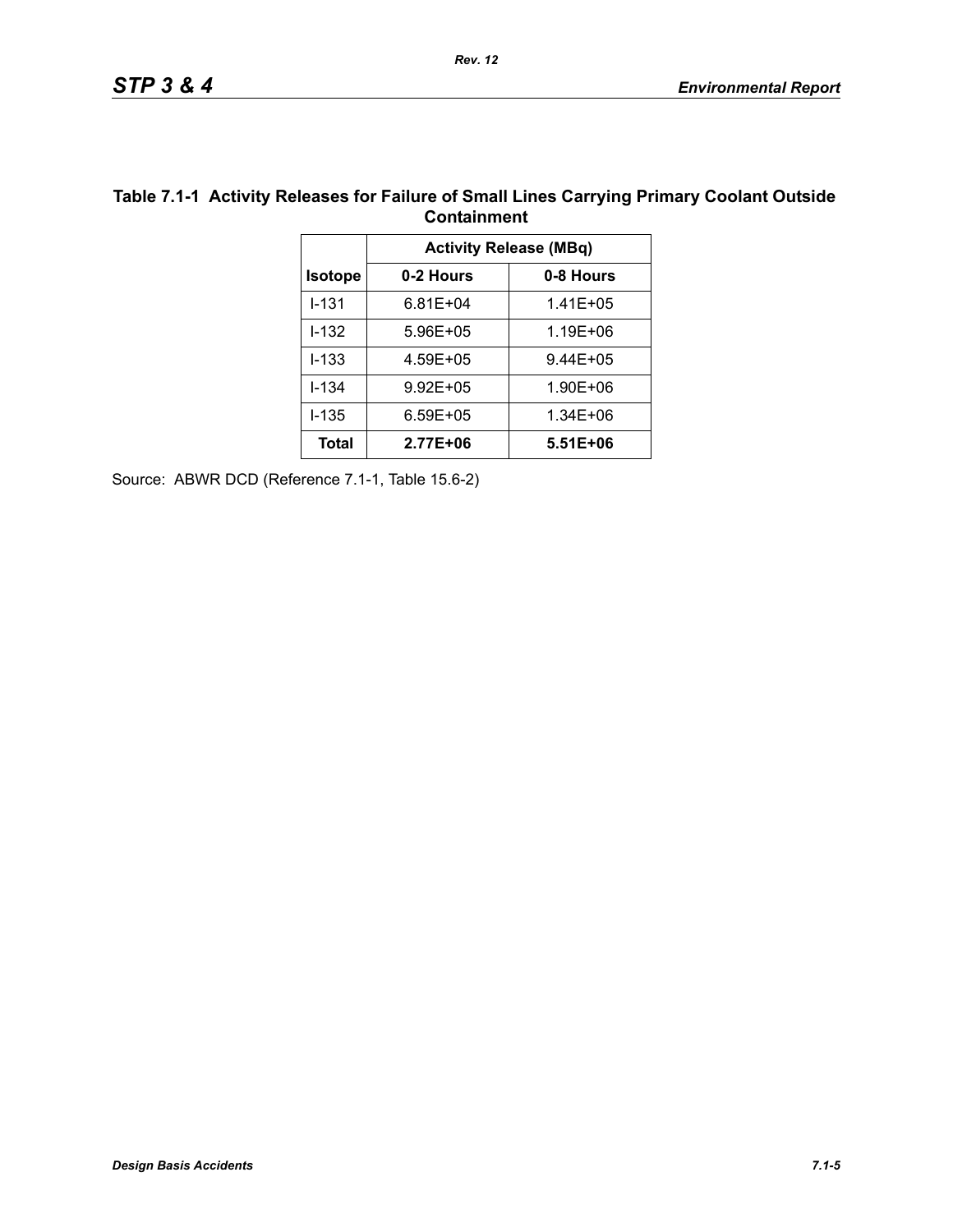**Table 7.1-1 Activity Releases for Failure of Small Lines Carrying Primary Coolant Outside Containment**

| | Activity Release (MBq) | |
|---|---|---|
| **Isotope** | **0-2 Hours** | **0-8 Hours** |
| I-131 | 6.81E+04 | 1.41E+05 |
| I-132 | 5.96E+05 | 1.19E+06 |
| I-133 | 4.59E+05 | 9.44E+05 |
| I-134 | 9.92E+05 | 1.90E+06 |
| I-135 | 6.59E+05 | 1.34E+06 |
| **Total** | **2.77E+06** | **5.51E+06** |

Source: ABWR DCD (Reference 7.1-1, Table 15.6-2)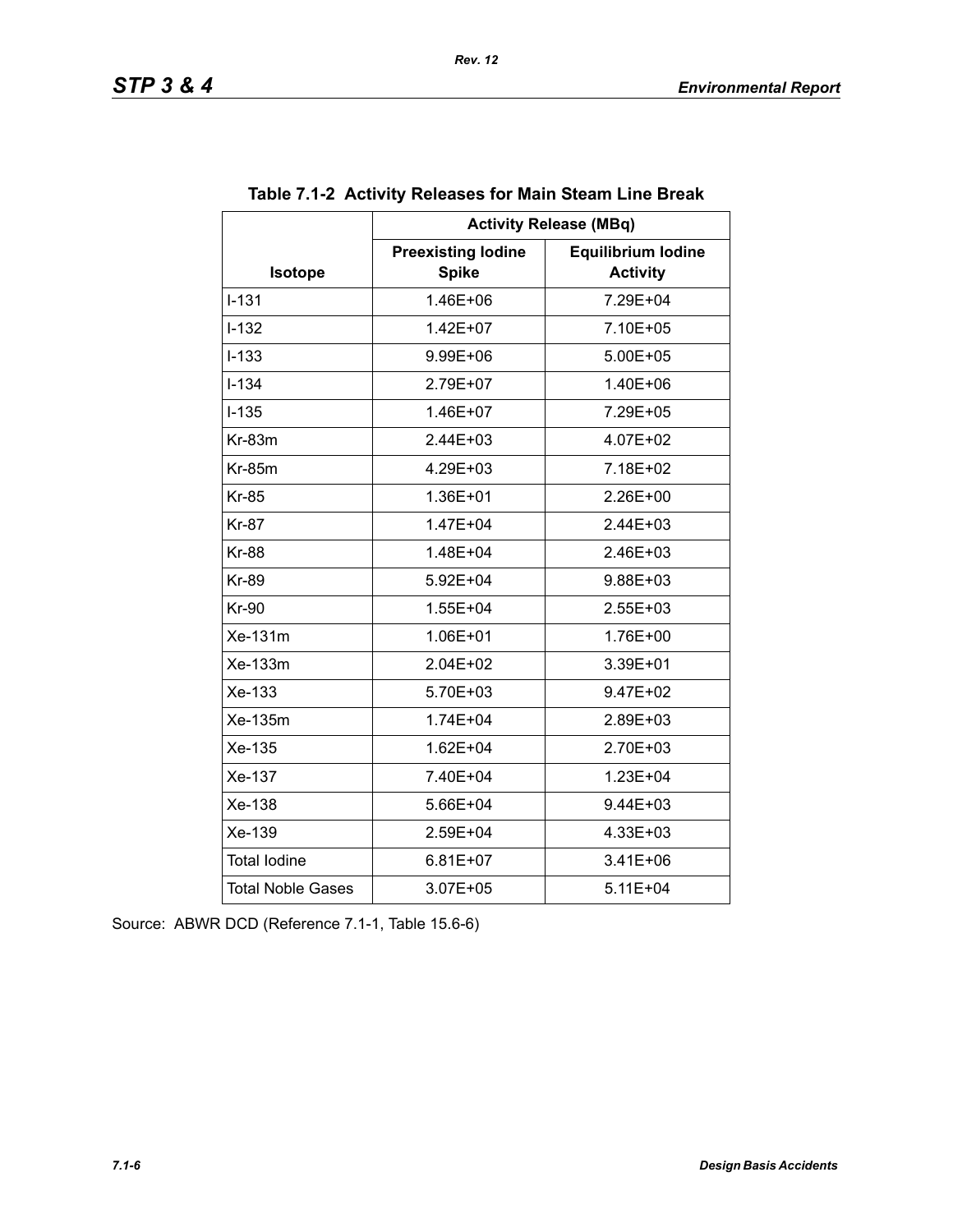**Table 7.1-2 Activity Releases for Main Steam Line Break**

| Isotope | Activity Release (MBq) | |
|---|---|---|
| | Preexisting Iodine Spike | Equilibrium Iodine Activity |
| I-131 | 1.46E+06 | 7.29E+04 |
| I-132 | 1.42E+07 | 7.10E+05 |
| I-133 | 9.99E+06 | 5.00E+05 |
| I-134 | 2.79E+07 | 1.40E+06 |
| I-135 | 1.46E+07 | 7.29E+05 |
| Kr-83m | 2.44E+03 | 4.07E+02 |
| Kr-85m | 4.29E+03 | 7.18E+02 |
| Kr-85 | 1.36E+01 | 2.26E+00 |
| Kr-87 | 1.47E+04 | 2.44E+03 |
| Kr-88 | 1.48E+04 | 2.46E+03 |
| Kr-89 | 5.92E+04 | 9.88E+03 |
| Kr-90 | 1.55E+04 | 2.55E+03 |
| Xe-131m | 1.06E+01 | 1.76E+00 |
| Xe-133m | 2.04E+02 | 3.39E+01 |
| Xe-133 | 5.70E+03 | 9.47E+02 |
| Xe-135m | 1.74E+04 | 2.89E+03 |
| Xe-135 | 1.62E+04 | 2.70E+03 |
| Xe-137 | 7.40E+04 | 1.23E+04 |
| Xe-138 | 5.66E+04 | 9.44E+03 |
| Xe-139 | 2.59E+04 | 4.33E+03 |
| Total Iodine | 6.81E+07 | 3.41E+06 |
| Total Noble Gases | 3.07E+05 | 5.11E+04 |

Source: ABWR DCD (Reference 7.1-1, Table 15.6-6)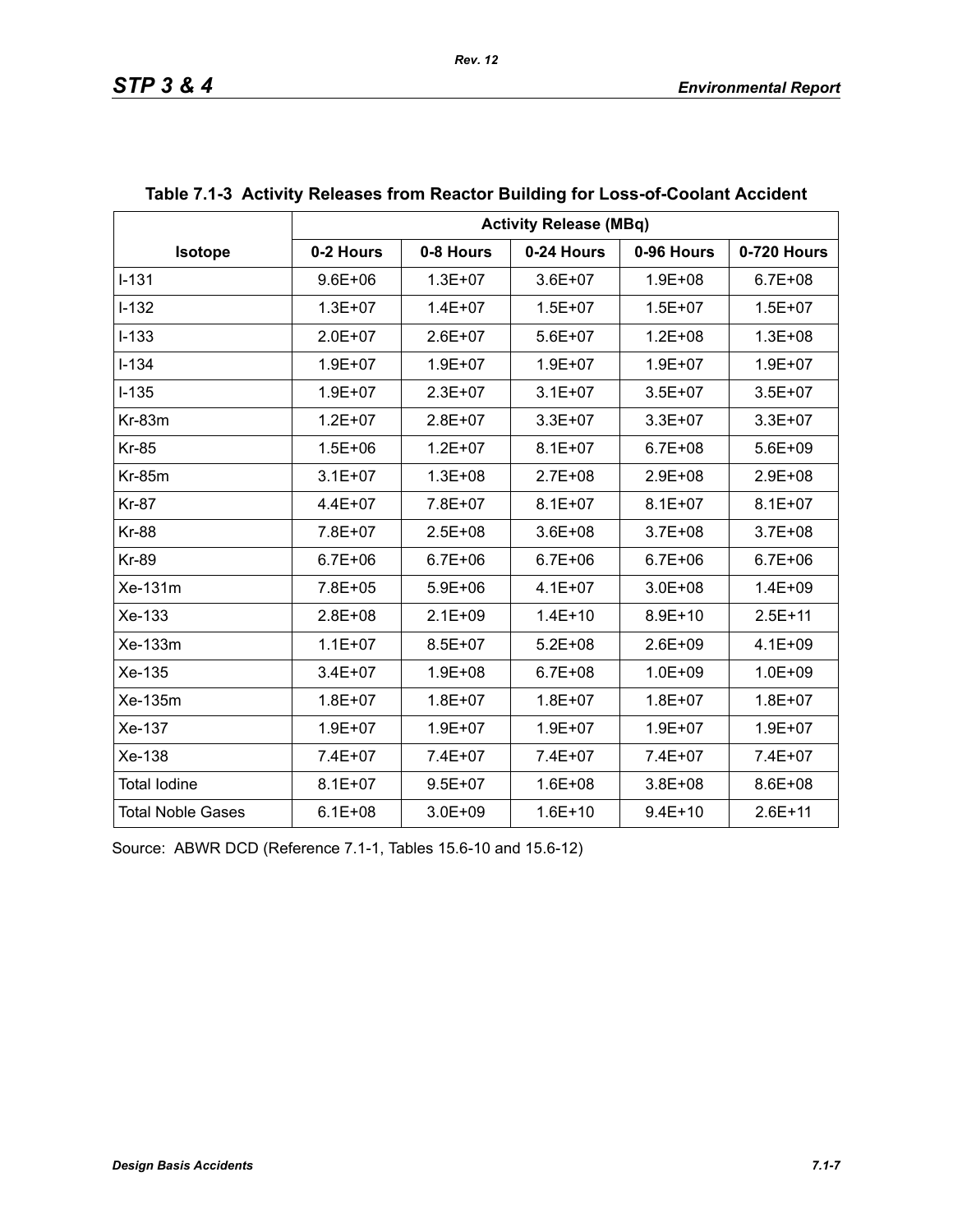**Table 7.1-3 Activity Releases from Reactor Building for Loss-of-Coolant Accident**

| Isotope | Activity Release (MBq) | | | | |
|---|---|---|---|---|---|
| | 0-2 Hours | 0-8 Hours | 0-24 Hours | 0-96 Hours | 0-720 Hours |
| I-131 | 9.6E+06 | 1.3E+07 | 3.6E+07 | 1.9E+08 | 6.7E+08 |
| I-132 | 1.3E+07 | 1.4E+07 | 1.5E+07 | 1.5E+07 | 1.5E+07 |
| I-133 | 2.0E+07 | 2.6E+07 | 5.6E+07 | 1.2E+08 | 1.3E+08 |
| I-134 | 1.9E+07 | 1.9E+07 | 1.9E+07 | 1.9E+07 | 1.9E+07 |
| I-135 | 1.9E+07 | 2.3E+07 | 3.1E+07 | 3.5E+07 | 3.5E+07 |
| Kr-83m | 1.2E+07 | 2.8E+07 | 3.3E+07 | 3.3E+07 | 3.3E+07 |
| Kr-85 | 1.5E+06 | 1.2E+07 | 8.1E+07 | 6.7E+08 | 5.6E+09 |
| Kr-85m | 3.1E+07 | 1.3E+08 | 2.7E+08 | 2.9E+08 | 2.9E+08 |
| Kr-87 | 4.4E+07 | 7.8E+07 | 8.1E+07 | 8.1E+07 | 8.1E+07 |
| Kr-88 | 7.8E+07 | 2.5E+08 | 3.6E+08 | 3.7E+08 | 3.7E+08 |
| Kr-89 | 6.7E+06 | 6.7E+06 | 6.7E+06 | 6.7E+06 | 6.7E+06 |
| Xe-131m | 7.8E+05 | 5.9E+06 | 4.1E+07 | 3.0E+08 | 1.4E+09 |
| Xe-133 | 2.8E+08 | 2.1E+09 | 1.4E+10 | 8.9E+10 | 2.5E+11 |
| Xe-133m | 1.1E+07 | 8.5E+07 | 5.2E+08 | 2.6E+09 | 4.1E+09 |
| Xe-135 | 3.4E+07 | 1.9E+08 | 6.7E+08 | 1.0E+09 | 1.0E+09 |
| Xe-135m | 1.8E+07 | 1.8E+07 | 1.8E+07 | 1.8E+07 | 1.8E+07 |
| Xe-137 | 1.9E+07 | 1.9E+07 | 1.9E+07 | 1.9E+07 | 1.9E+07 |
| Xe-138 | 7.4E+07 | 7.4E+07 | 7.4E+07 | 7.4E+07 | 7.4E+07 |
| Total Iodine | 8.1E+07 | 9.5E+07 | 1.6E+08 | 3.8E+08 | 8.6E+08 |
| Total Noble Gases | 6.1E+08 | 3.0E+09 | 1.6E+10 | 9.4E+10 | 2.6E+11 |

Source: ABWR DCD (Reference 7.1-1, Tables 15.6-10 and 15.6-12)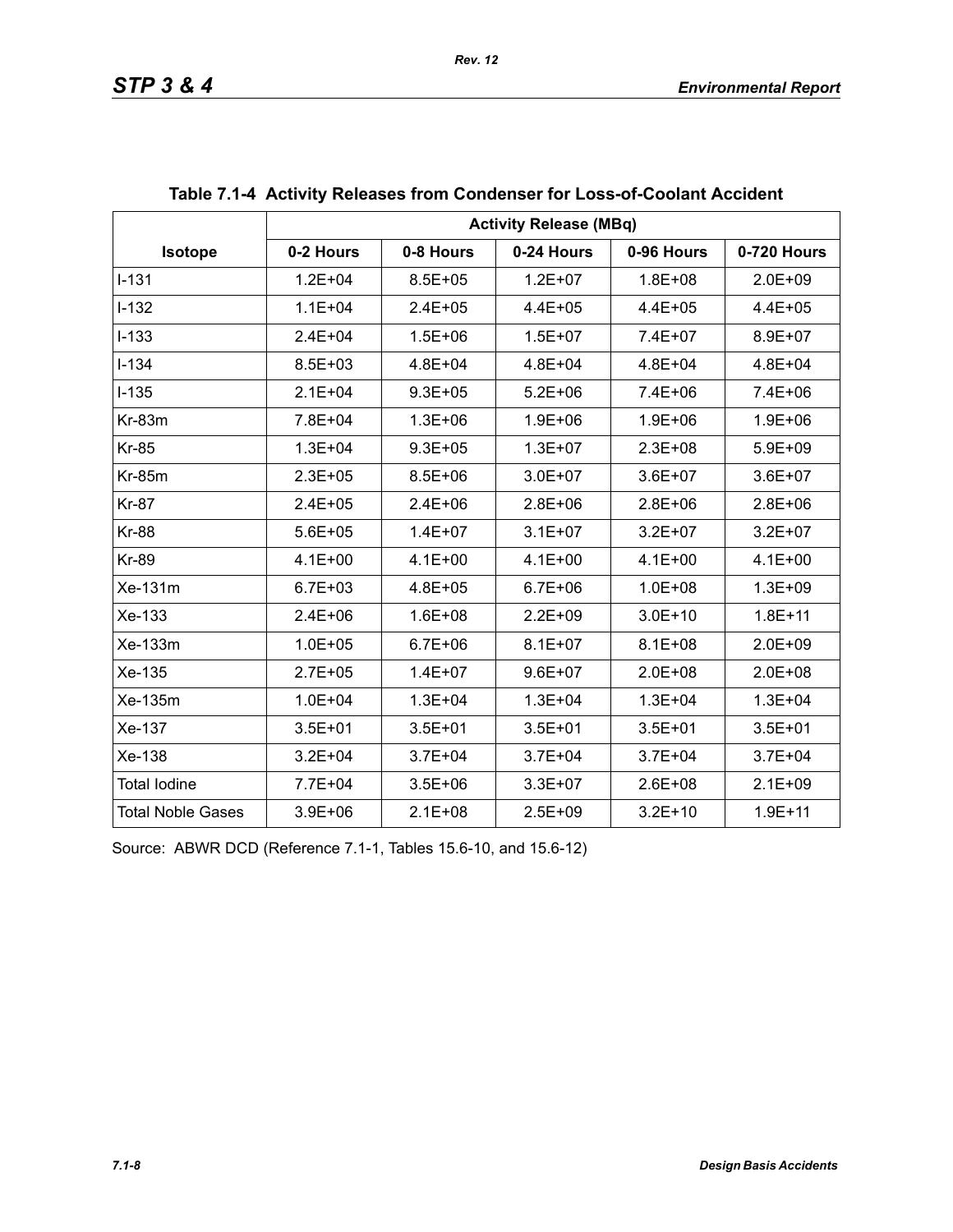**Table 7.1-4 Activity Releases from Condenser for Loss-of-Coolant Accident**

| Isotope | Activity Release (MBq) | | | | |
|---|---|---|---|---|---|
| | 0-2 Hours | 0-8 Hours | 0-24 Hours | 0-96 Hours | 0-720 Hours |
| I-131 | 1.2E+04 | 8.5E+05 | 1.2E+07 | 1.8E+08 | 2.0E+09 |
| I-132 | 1.1E+04 | 2.4E+05 | 4.4E+05 | 4.4E+05 | 4.4E+05 |
| I-133 | 2.4E+04 | 1.5E+06 | 1.5E+07 | 7.4E+07 | 8.9E+07 |
| I-134 | 8.5E+03 | 4.8E+04 | 4.8E+04 | 4.8E+04 | 4.8E+04 |
| I-135 | 2.1E+04 | 9.3E+05 | 5.2E+06 | 7.4E+06 | 7.4E+06 |
| Kr-83m | 7.8E+04 | 1.3E+06 | 1.9E+06 | 1.9E+06 | 1.9E+06 |
| Kr-85 | 1.3E+04 | 9.3E+05 | 1.3E+07 | 2.3E+08 | 5.9E+09 |
| Kr-85m | 2.3E+05 | 8.5E+06 | 3.0E+07 | 3.6E+07 | 3.6E+07 |
| Kr-87 | 2.4E+05 | 2.4E+06 | 2.8E+06 | 2.8E+06 | 2.8E+06 |
| Kr-88 | 5.6E+05 | 1.4E+07 | 3.1E+07 | 3.2E+07 | 3.2E+07 |
| Kr-89 | 4.1E+00 | 4.1E+00 | 4.1E+00 | 4.1E+00 | 4.1E+00 |
| Xe-131m | 6.7E+03 | 4.8E+05 | 6.7E+06 | 1.0E+08 | 1.3E+09 |
| Xe-133 | 2.4E+06 | 1.6E+08 | 2.2E+09 | 3.0E+10 | 1.8E+11 |
| Xe-133m | 1.0E+05 | 6.7E+06 | 8.1E+07 | 8.1E+08 | 2.0E+09 |
| Xe-135 | 2.7E+05 | 1.4E+07 | 9.6E+07 | 2.0E+08 | 2.0E+08 |
| Xe-135m | 1.0E+04 | 1.3E+04 | 1.3E+04 | 1.3E+04 | 1.3E+04 |
| Xe-137 | 3.5E+01 | 3.5E+01 | 3.5E+01 | 3.5E+01 | 3.5E+01 |
| Xe-138 | 3.2E+04 | 3.7E+04 | 3.7E+04 | 3.7E+04 | 3.7E+04 |
| Total Iodine | 7.7E+04 | 3.5E+06 | 3.3E+07 | 2.6E+08 | 2.1E+09 |
| Total Noble Gases | 3.9E+06 | 2.1E+08 | 2.5E+09 | 3.2E+10 | 1.9E+11 |

Source: ABWR DCD (Reference 7.1-1, Tables 15.6-10, and 15.6-12)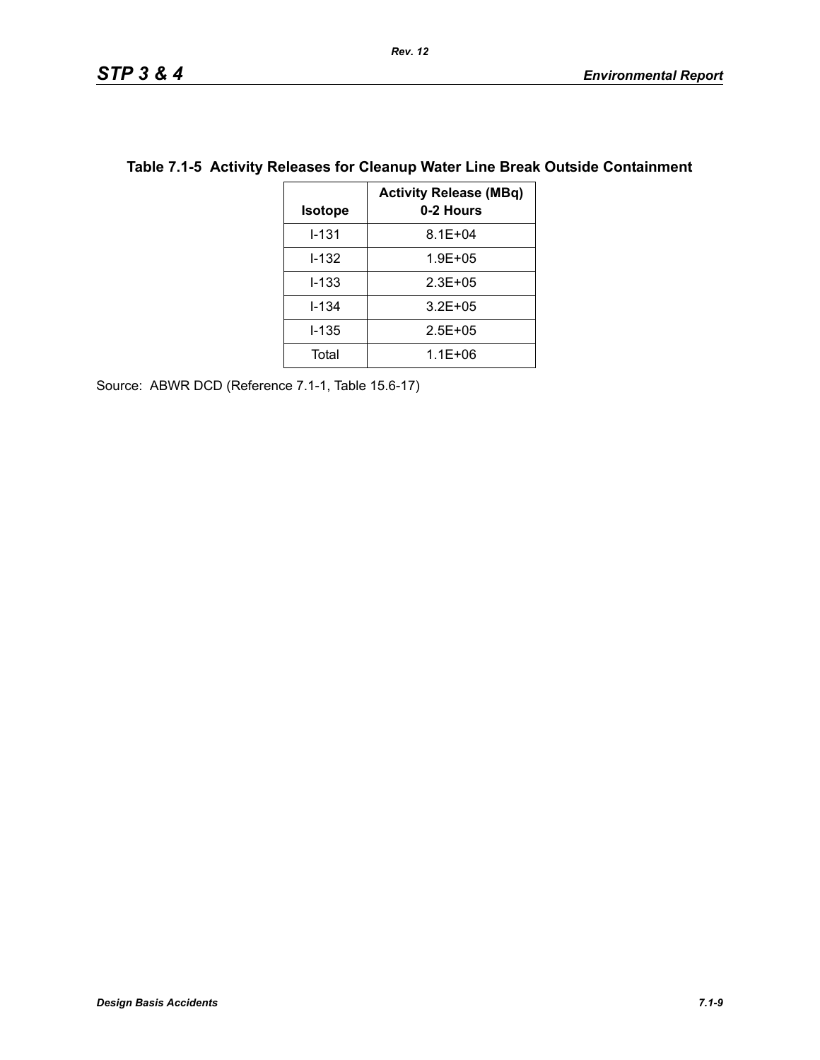## Table 7.1-5 Activity Releases for Cleanup Water Line Break Outside Containment

| Isotope | Activity Release (MBq) 0-2 Hours |
|---|---|
| I-131 | 8.1E+04 |
| I-132 | 1.9E+05 |
| I-133 | 2.3E+05 |
| I-134 | 3.2E+05 |
| I-135 | 2.5E+05 |
| Total | 1.1E+06 |

Source: ABWR DCD (Reference 7.1-1, Table 15.6-17)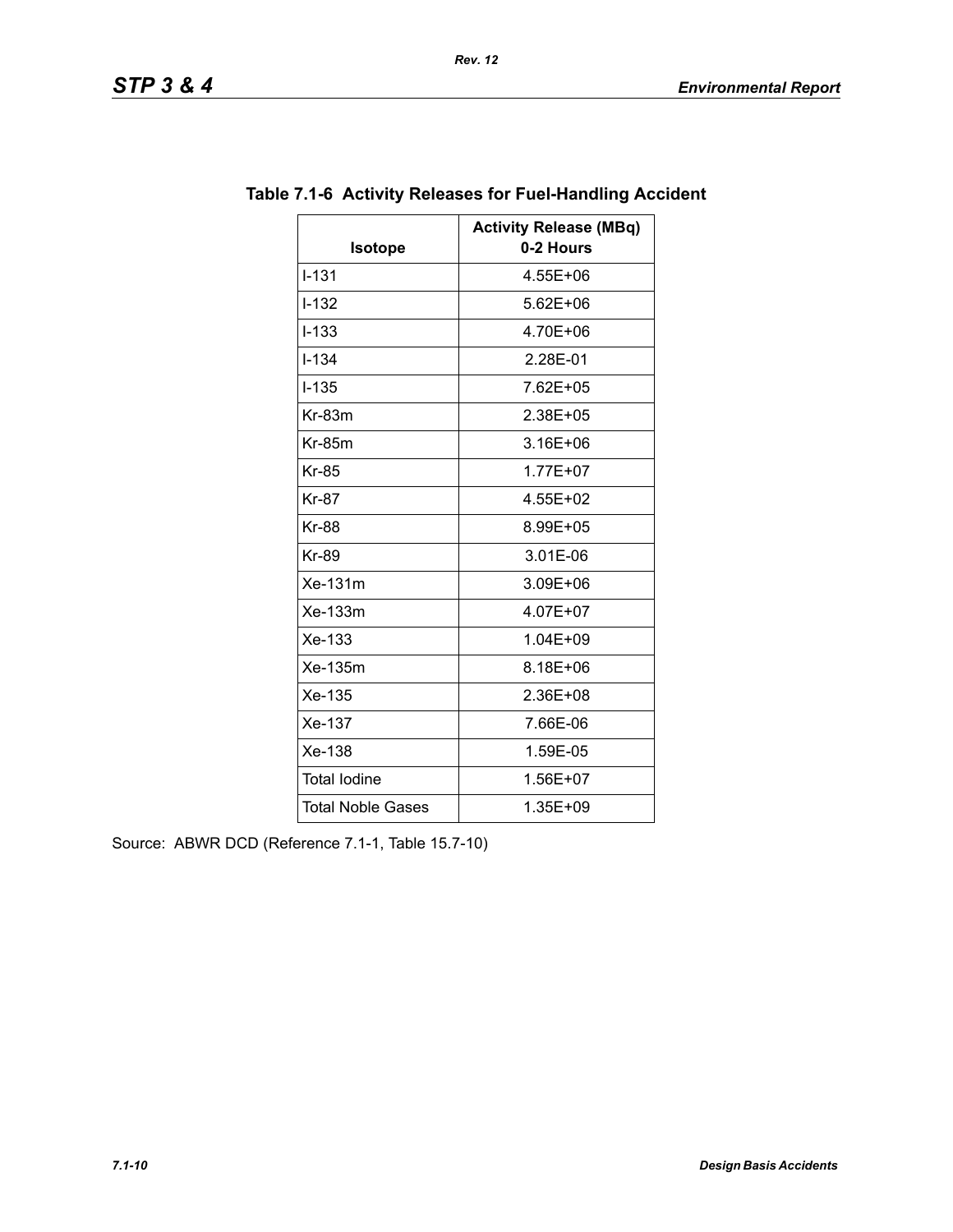**Table 7.1-6 Activity Releases for Fuel-Handling Accident**

| Isotope | Activity Release (MBq) 0-2 Hours |
| --- | --- |
| I-131 | 4.55E+06 |
| I-132 | 5.62E+06 |
| I-133 | 4.70E+06 |
| I-134 | 2.28E-01 |
| I-135 | 7.62E+05 |
| Kr-83m | 2.38E+05 |
| Kr-85m | 3.16E+06 |
| Kr-85 | 1.77E+07 |
| Kr-87 | 4.55E+02 |
| Kr-88 | 8.99E+05 |
| Kr-89 | 3.01E-06 |
| Xe-131m | 3.09E+06 |
| Xe-133m | 4.07E+07 |
| Xe-133 | 1.04E+09 |
| Xe-135m | 8.18E+06 |
| Xe-135 | 2.36E+08 |
| Xe-137 | 7.66E-06 |
| Xe-138 | 1.59E-05 |
| Total Iodine | 1.56E+07 |
| Total Noble Gases | 1.35E+09 |

Source: ABWR DCD (Reference 7.1-1, Table 15.7-10)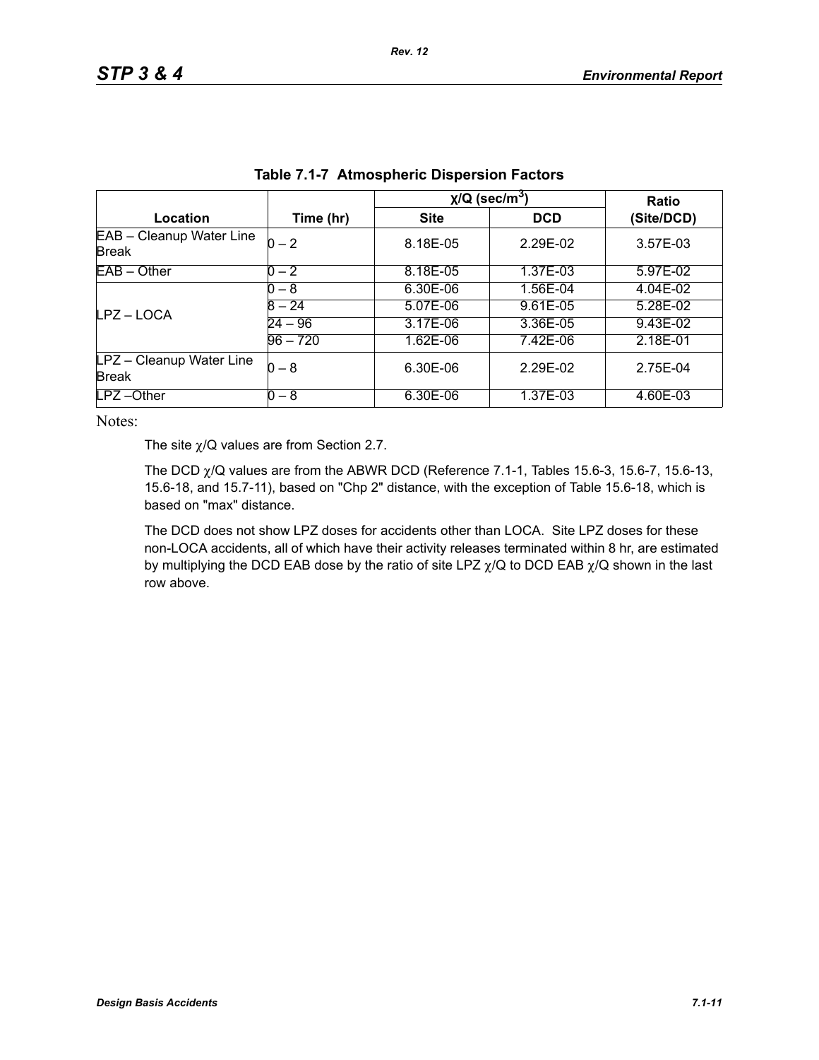**Table 7.1-7 Atmospheric Dispersion Factors**

| Location | Time (hr) | χ/Q (sec/m$^3$) | | Ratio |
|---|---|---|---|---|
| | | Site | DCD | (Site/DCD) |
| EAB – Cleanup Water Line Break | 0 – 2 | 8.18E-05 | 2.29E-02 | 3.57E-03 |
| EAB – Other | 0 – 2 | 8.18E-05 | 1.37E-03 | 5.97E-02 |
| LPZ – LOCA | 0 – 8 | 6.30E-06 | 1.56E-04 | 4.04E-02 |
| | 8 – 24 | 5.07E-06 | 9.61E-05 | 5.28E-02 |
| | 24 – 96 | 3.17E-06 | 3.36E-05 | 9.43E-02 |
| | 96 – 720 | 1.62E-06 | 7.42E-06 | 2.18E-01 |
| LPZ – Cleanup Water Line Break | 0 – 8 | 6.30E-06 | 2.29E-02 | 2.75E-04 |
| LPZ –Other | 0 – 8 | 6.30E-06 | 1.37E-03 | 4.60E-03 |

Notes:

The site χ/Q values are from Section 2.7.

The DCD χ/Q values are from the ABWR DCD (Reference 7.1-1, Tables 15.6-3, 15.6-7, 15.6-13, 15.6-18, and 15.7-11), based on "Chp 2" distance, with the exception of Table 15.6-18, which is based on "max" distance.

The DCD does not show LPZ doses for accidents other than LOCA. Site LPZ doses for these non-LOCA accidents, all of which have their activity releases terminated within 8 hr, are estimated by multiplying the DCD EAB dose by the ratio of site LPZ χ/Q to DCD EAB χ/Q shown in the last row above.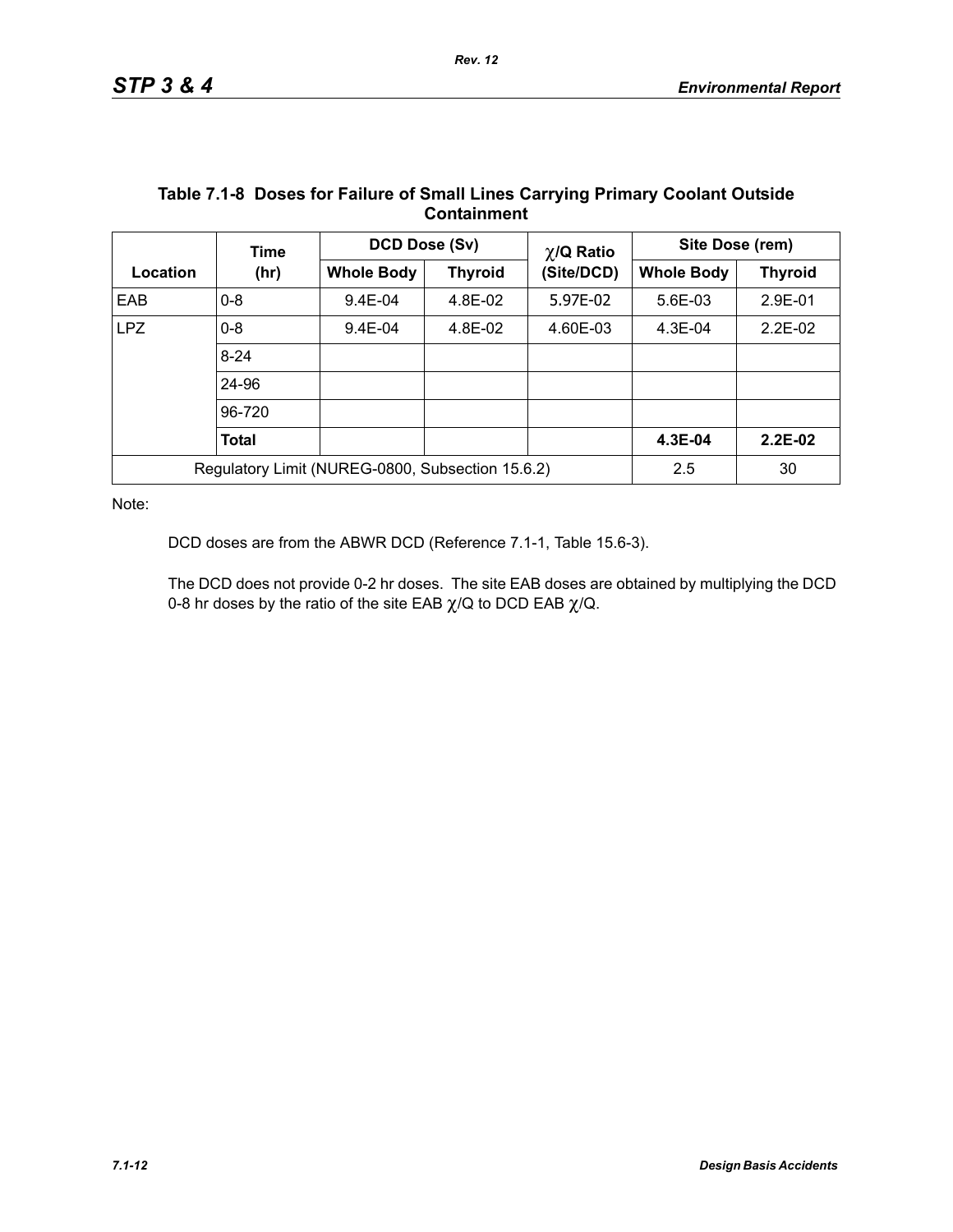**Table 7.1-8 Doses for Failure of Small Lines Carrying Primary Coolant Outside Containment**

| Location | Time (hr) | DCD Dose (Sv) | | $\chi$/Q Ratio (Site/DCD) | Site Dose (rem) | |
|---|---|---|---|---|---|---|
| | | Whole Body | Thyroid | | Whole Body | Thyroid |
| EAB | 0-8 | 9.4E-04 | 4.8E-02 | 5.97E-02 | 5.6E-03 | 2.9E-01 |
| LPZ | 0-8 | 9.4E-04 | 4.8E-02 | 4.60E-03 | 4.3E-04 | 2.2E-02 |
| | 8-24 | | | | | |
| | 24-96 | | | | | |
| | 96-720 | | | | | |
| | **Total** | | | | **4.3E-04** | **2.2E-02** |
| Regulatory Limit (NUREG-0800, Subsection 15.6.2) | | | | | 2.5 | 30 |

Note:

DCD doses are from the ABWR DCD (Reference 7.1-1, Table 15.6-3).

The DCD does not provide 0-2 hr doses. The site EAB doses are obtained by multiplying the DCD 0-8 hr doses by the ratio of the site EAB $\chi$/Q to DCD EAB $\chi$/Q.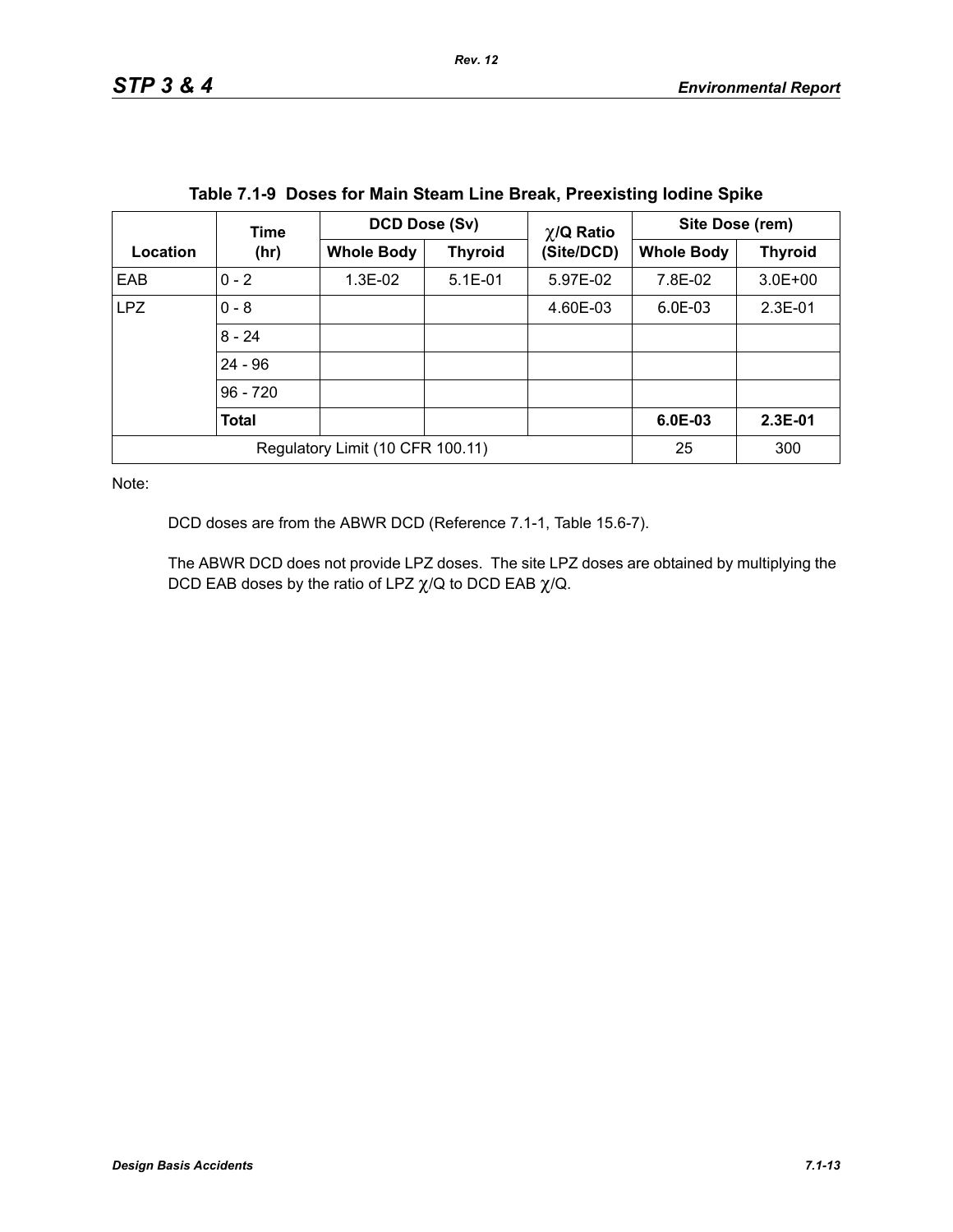**Table 7.1-9 Doses for Main Steam Line Break, Preexisting Iodine Spike**

| Location | Time (hr) | DCD Dose (Sv) | | $\chi$/Q Ratio (Site/DCD) | Site Dose (rem) | |
|---|---|---|---|---|---|---|
| | | Whole Body | Thyroid | | Whole Body | Thyroid |
| EAB | 0 - 2 | 1.3E-02 | 5.1E-01 | 5.97E-02 | 7.8E-02 | 3.0E+00 |
| LPZ | 0 - 8 | | | 4.60E-03 | 6.0E-03 | 2.3E-01 |
| | 8 - 24 | | | | | |
| | 24 - 96 | | | | | |
| | 96 - 720 | | | | | |
| | **Total** | | | | **6.0E-03** | **2.3E-01** |
| Regulatory Limit (10 CFR 100.11) | | | | | 25 | 300 |

Note:

DCD doses are from the ABWR DCD (Reference 7.1-1, Table 15.6-7).

The ABWR DCD does not provide LPZ doses. The site LPZ doses are obtained by multiplying the DCD EAB doses by the ratio of LPZ $\chi$/Q to DCD EAB $\chi$/Q.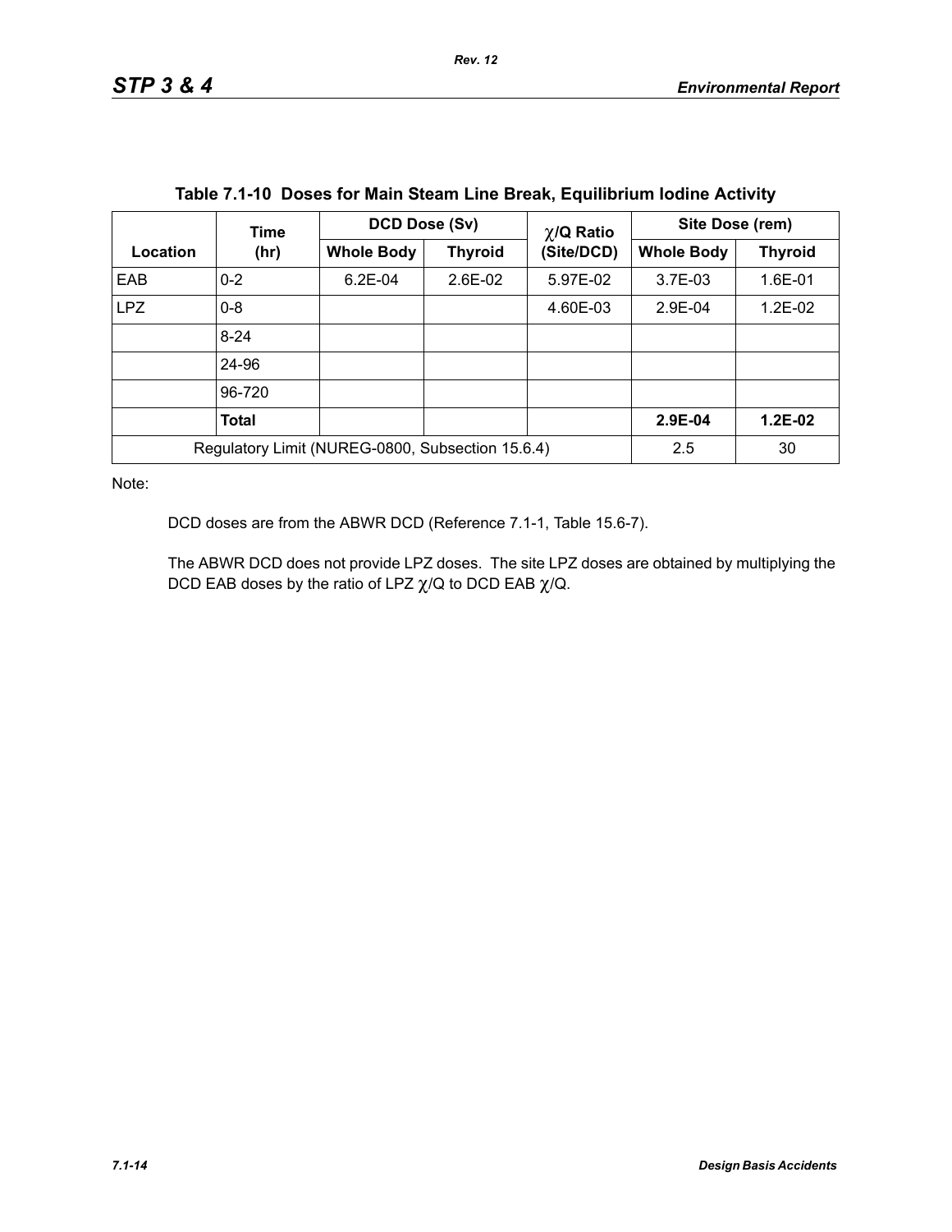**Table 7.1-10 Doses for Main Steam Line Break, Equilibrium Iodine Activity**

| Location | Time (hr) | DCD Dose (Sv) | | $\chi$/Q Ratio (Site/DCD) | Site Dose (rem) | |
|---|---|---|---|---|---|---|
| | | Whole Body | Thyroid | | Whole Body | Thyroid |
| EAB | 0-2 | 6.2E-04 | 2.6E-02 | 5.97E-02 | 3.7E-03 | 1.6E-01 |
| LPZ | 0-8 | | | 4.60E-03 | 2.9E-04 | 1.2E-02 |
| | 8-24 | | | | | |
| | 24-96 | | | | | |
| | 96-720 | | | | | |
| | **Total** | | | | **2.9E-04** | **1.2E-02** |
| Regulatory Limit (NUREG-0800, Subsection 15.6.4) | | | | | 2.5 | 30 |

Note:

DCD doses are from the ABWR DCD (Reference 7.1-1, Table 15.6-7).

The ABWR DCD does not provide LPZ doses. The site LPZ doses are obtained by multiplying the DCD EAB doses by the ratio of LPZ $\chi$/Q to DCD EAB $\chi$/Q.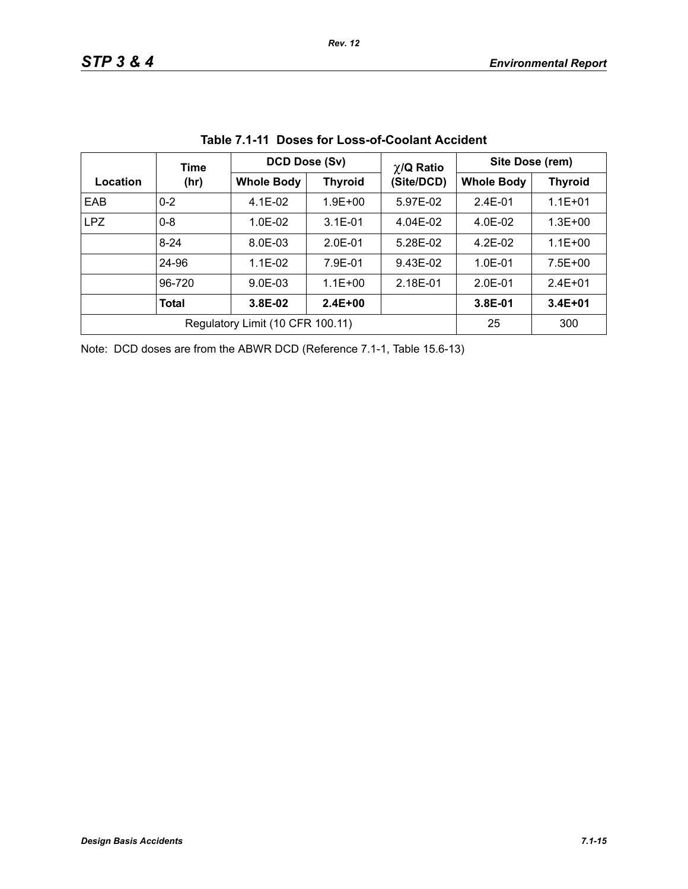**Table 7.1-11 Doses for Loss-of-Coolant Accident**

| Location | Time (hr) | DCD Dose (Sv) | | χ/Q Ratio (Site/DCD) | Site Dose (rem) | |
|---|---|---|---|---|---|---|
| | | Whole Body | Thyroid | | Whole Body | Thyroid |
| EAB | 0-2 | 4.1E-02 | 1.9E+00 | 5.97E-02 | 2.4E-01 | 1.1E+01 |
| LPZ | 0-8 | 1.0E-02 | 3.1E-01 | 4.04E-02 | 4.0E-02 | 1.3E+00 |
| | 8-24 | 8.0E-03 | 2.0E-01 | 5.28E-02 | 4.2E-02 | 1.1E+00 |
| | 24-96 | 1.1E-02 | 7.9E-01 | 9.43E-02 | 1.0E-01 | 7.5E+00 |
| | 96-720 | 9.0E-03 | 1.1E+00 | 2.18E-01 | 2.0E-01 | 2.4E+01 |
| | **Total** | **3.8E-02** | **2.4E+00** | | **3.8E-01** | **3.4E+01** |
| Regulatory Limit (10 CFR 100.11) | | | | | 25 | 300 |

Note: DCD doses are from the ABWR DCD (Reference 7.1-1, Table 15.6-13)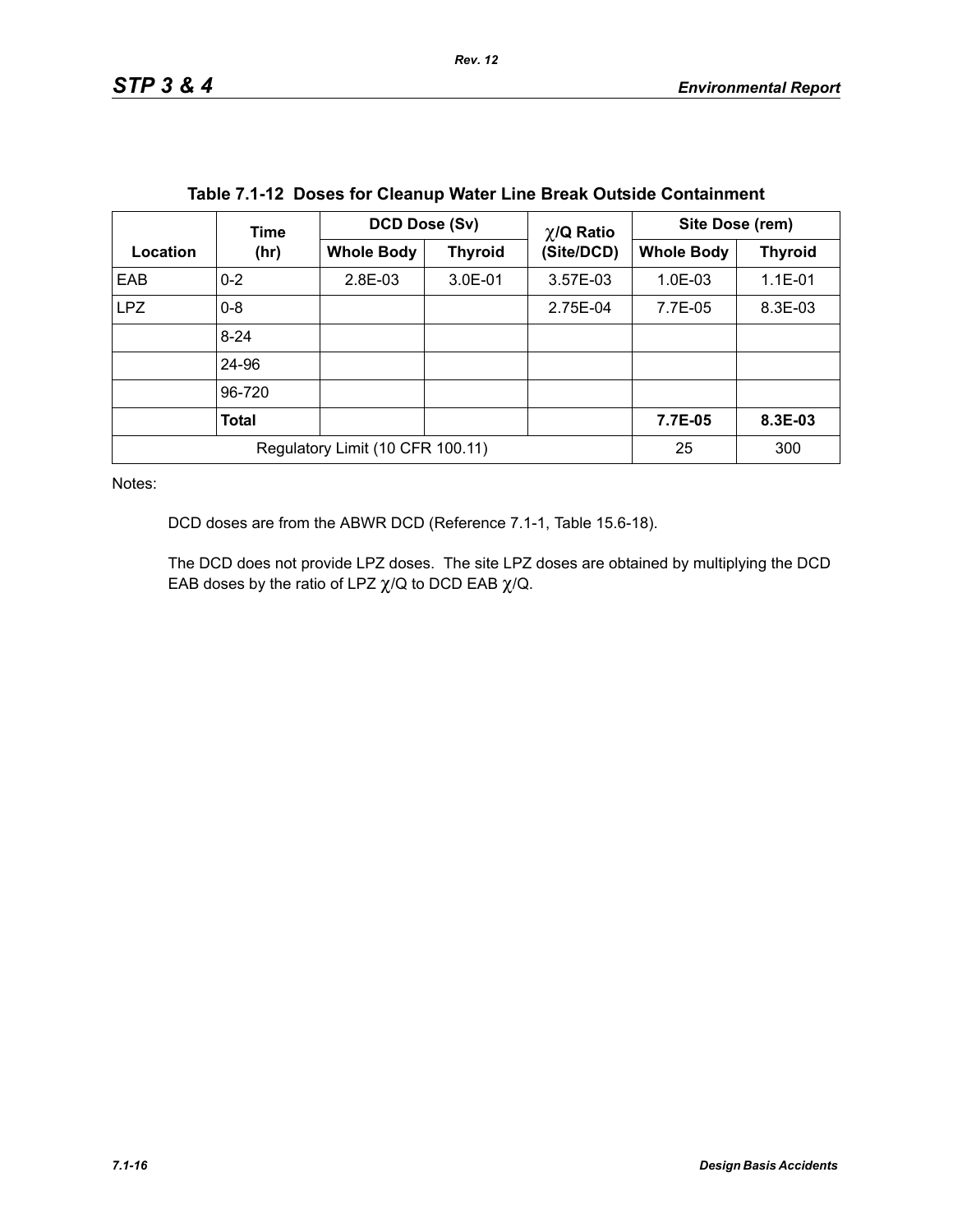**Table 7.1-12 Doses for Cleanup Water Line Break Outside Containment**

| Location | Time (hr) | DCD Dose (Sv) | | $\chi$/Q Ratio (Site/DCD) | Site Dose (rem) | |
|---|---|---|---|---|---|---|
| | | Whole Body | Thyroid | | Whole Body | Thyroid |
| EAB | 0-2 | 2.8E-03 | 3.0E-01 | 3.57E-03 | 1.0E-03 | 1.1E-01 |
| LPZ | 0-8 | | | 2.75E-04 | 7.7E-05 | 8.3E-03 |
| | 8-24 | | | | | |
| | 24-96 | | | | | |
| | 96-720 | | | | | |
| | **Total** | | | | **7.7E-05** | **8.3E-03** |
| Regulatory Limit (10 CFR 100.11) | | | | | 25 | 300 |

Notes:

DCD doses are from the ABWR DCD (Reference 7.1-1, Table 15.6-18).

The DCD does not provide LPZ doses. The site LPZ doses are obtained by multiplying the DCD EAB doses by the ratio of LPZ $\chi$/Q to DCD EAB $\chi$/Q.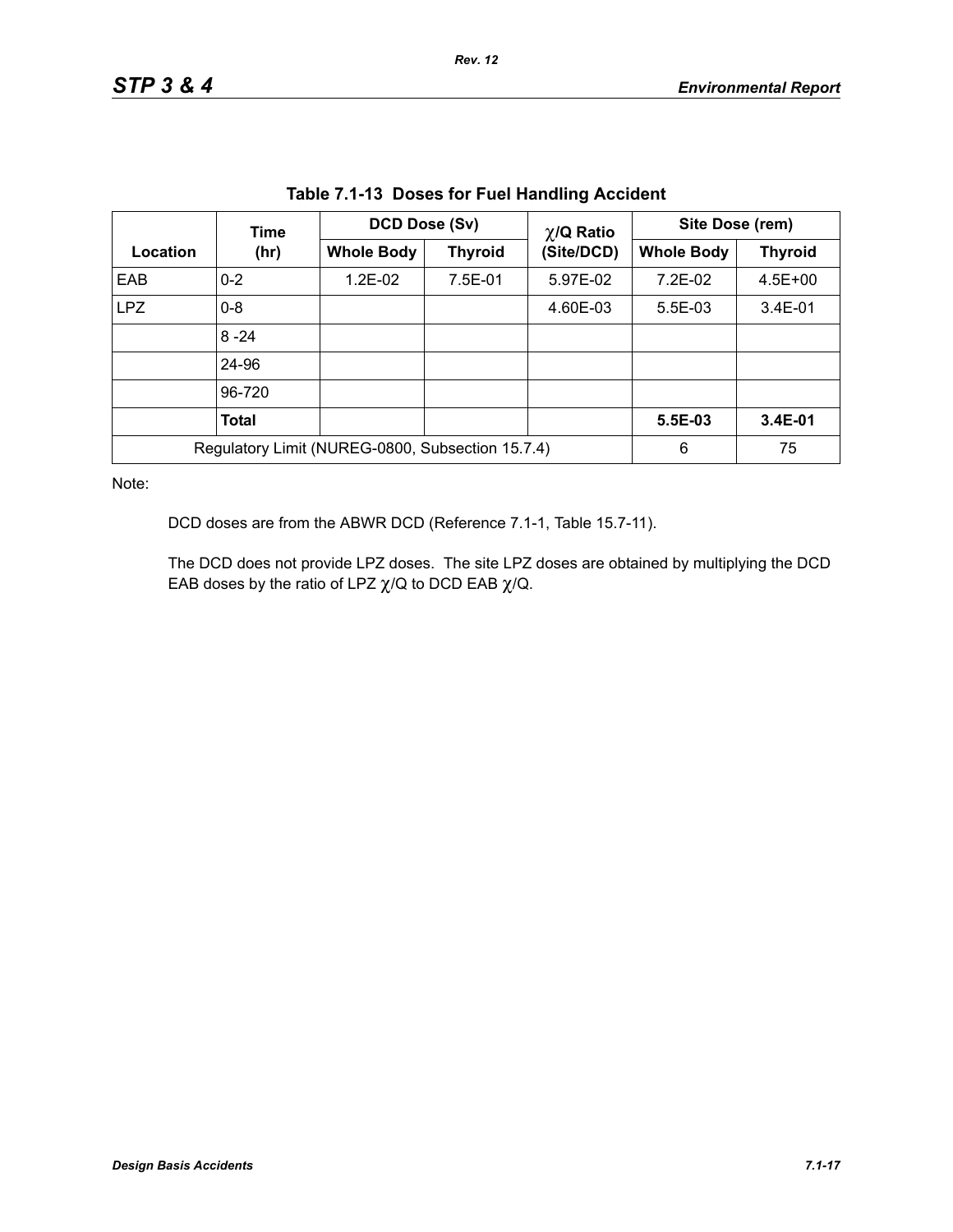**Table 7.1-13 Doses for Fuel Handling Accident**

| Location | Time (hr) | DCD Dose (Sv) | | $\chi$/Q Ratio (Site/DCD) | Site Dose (rem) | |
|---|---|---|---|---|---|---|
| | | Whole Body | Thyroid | | Whole Body | Thyroid |
| EAB | 0-2 | 1.2E-02 | 7.5E-01 | 5.97E-02 | 7.2E-02 | 4.5E+00 |
| LPZ | 0-8 | | | 4.60E-03 | 5.5E-03 | 3.4E-01 |
| | 8 -24 | | | | | |
| | 24-96 | | | | | |
| | 96-720 | | | | | |
| | **Total** | | | | **5.5E-03** | **3.4E-01** |
| Regulatory Limit (NUREG-0800, Subsection 15.7.4) | | | | | 6 | 75 |

Note:

DCD doses are from the ABWR DCD (Reference 7.1-1, Table 15.7-11).

The DCD does not provide LPZ doses. The site LPZ doses are obtained by multiplying the DCD EAB doses by the ratio of LPZ $\chi$/Q to DCD EAB $\chi$/Q.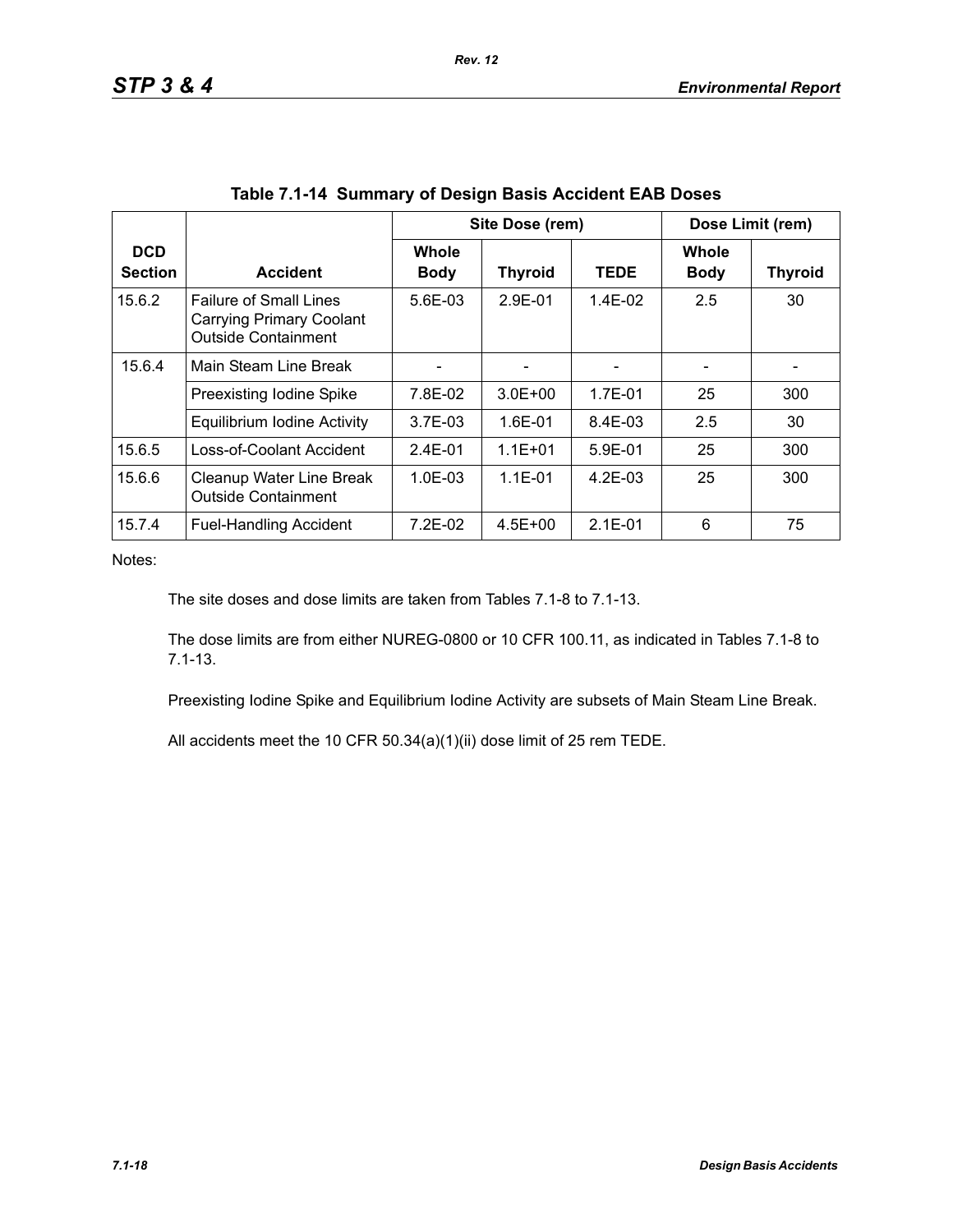**Table 7.1-14 Summary of Design Basis Accident EAB Doses**

| DCD Section | Accident | Site Dose (rem) | | | Dose Limit (rem) | |
|---|---|---|---|---|---|---|
| | | Whole Body | Thyroid | TEDE | Whole Body | Thyroid |
| 15.6.2 | Failure of Small Lines Carrying Primary Coolant Outside Containment | 5.6E-03 | 2.9E-01 | 1.4E-02 | 2.5 | 30 |
| 15.6.4 | Main Steam Line Break | - | - | - | - | - |
| | Preexisting Iodine Spike | 7.8E-02 | 3.0E+00 | 1.7E-01 | 25 | 300 |
| | Equilibrium Iodine Activity | 3.7E-03 | 1.6E-01 | 8.4E-03 | 2.5 | 30 |
| 15.6.5 | Loss-of-Coolant Accident | 2.4E-01 | 1.1E+01 | 5.9E-01 | 25 | 300 |
| 15.6.6 | Cleanup Water Line Break Outside Containment | 1.0E-03 | 1.1E-01 | 4.2E-03 | 25 | 300 |
| 15.7.4 | Fuel-Handling Accident | 7.2E-02 | 4.5E+00 | 2.1E-01 | 6 | 75 |

Notes:

The site doses and dose limits are taken from Tables 7.1-8 to 7.1-13.

The dose limits are from either NUREG-0800 or 10 CFR 100.11, as indicated in Tables 7.1-8 to 7.1-13.

Preexisting Iodine Spike and Equilibrium Iodine Activity are subsets of Main Steam Line Break.

All accidents meet the 10 CFR 50.34(a)(1)(ii) dose limit of 25 rem TEDE.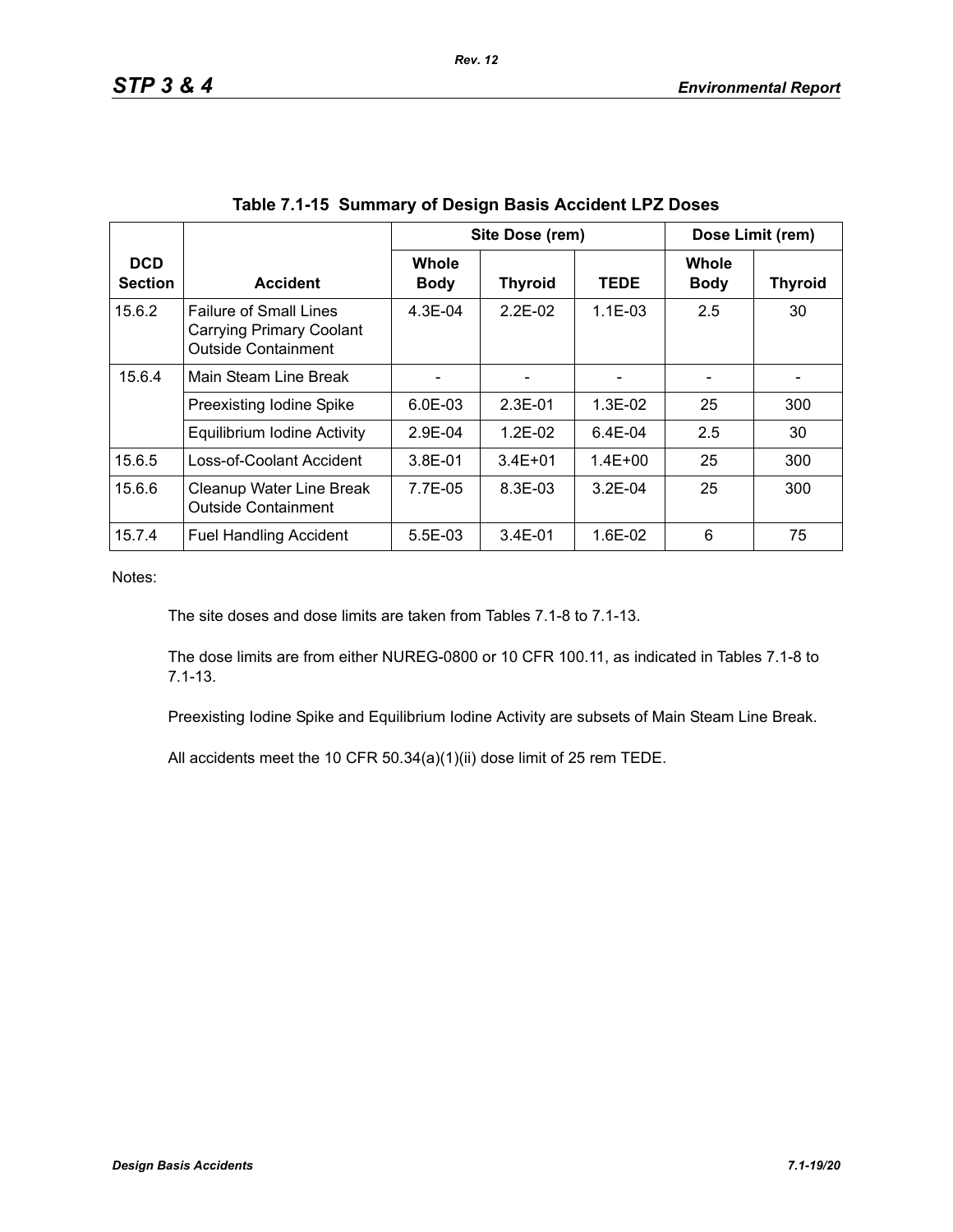**Table 7.1-15 Summary of Design Basis Accident LPZ Doses**

| DCD Section | Accident | Site Dose (rem) | | | Dose Limit (rem) | |
|---|---|---|---|---|---|---|
| | | Whole Body | Thyroid | TEDE | Whole Body | Thyroid |
| 15.6.2 | Failure of Small Lines Carrying Primary Coolant Outside Containment | 4.3E-04 | 2.2E-02 | 1.1E-03 | 2.5 | 30 |
| 15.6.4 | Main Steam Line Break | - | - | - | - | - |
| | Preexisting Iodine Spike | 6.0E-03 | 2.3E-01 | 1.3E-02 | 25 | 300 |
| | Equilibrium Iodine Activity | 2.9E-04 | 1.2E-02 | 6.4E-04 | 2.5 | 30 |
| 15.6.5 | Loss-of-Coolant Accident | 3.8E-01 | 3.4E+01 | 1.4E+00 | 25 | 300 |
| 15.6.6 | Cleanup Water Line Break Outside Containment | 7.7E-05 | 8.3E-03 | 3.2E-04 | 25 | 300 |
| 15.7.4 | Fuel Handling Accident | 5.5E-03 | 3.4E-01 | 1.6E-02 | 6 | 75 |

Notes:

The site doses and dose limits are taken from Tables 7.1-8 to 7.1-13.

The dose limits are from either NUREG-0800 or 10 CFR 100.11, as indicated in Tables 7.1-8 to 7.1-13.

Preexisting Iodine Spike and Equilibrium Iodine Activity are subsets of Main Steam Line Break.

All accidents meet the 10 CFR 50.34(a)(1)(ii) dose limit of 25 rem TEDE.